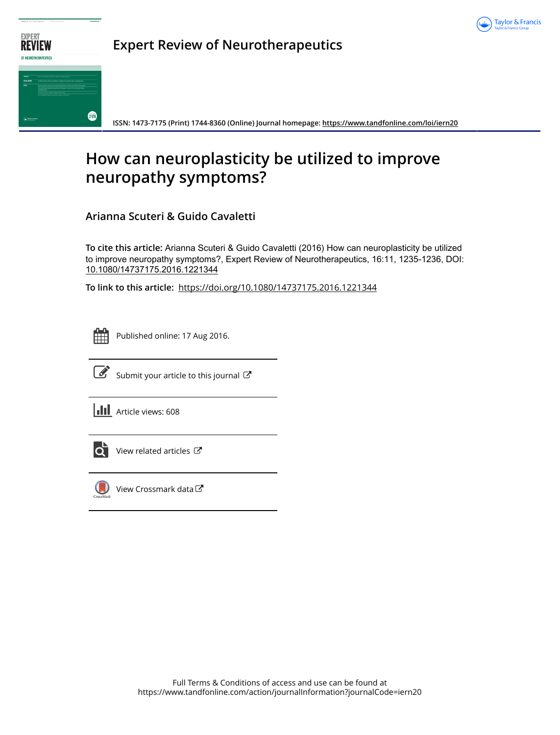# Expert Review of Neurotherapeutics

ISSN: 1473-7175 (Print) 1744-8360 (Online) Journal homepage: https://www.tandfonline.com/loi/iern20

# How can neuroplasticity be utilized to improve neuropathy symptoms?

**Arianna Scuteri & Guido Cavaletti**

**To cite this article:** Arianna Scuteri & Guido Cavaletti (2016) How can neuroplasticity be utilized to improve neuropathy symptoms?, Expert Review of Neurotherapeutics, 16:11, 1235-1236, DOI: 10.1080/14737175.2016.1221344

**To link to this article:** https://doi.org/10.1080/14737175.2016.1221344

Published online: 17 Aug 2016.

Submit your article to this journal

Article views: 608

View related articles

View Crossmark data

Full Terms & Conditions of access and use can be found at
https://www.tandfonline.com/action/journalInformation?journalCode=iern20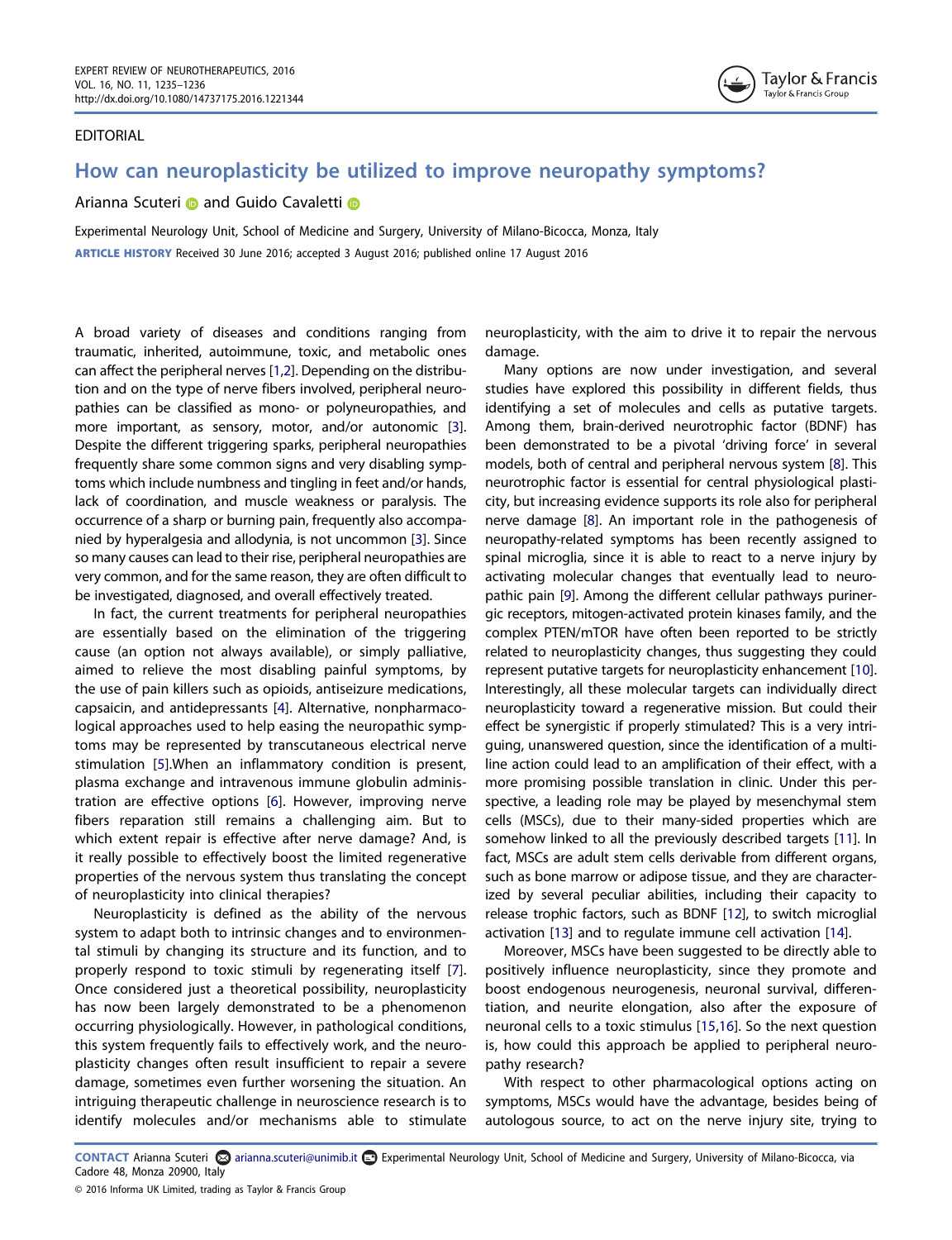EDITORIAL

# How can neuroplasticity be utilized to improve neuropathy symptoms?

Arianna Scuteri and Guido Cavaletti

Experimental Neurology Unit, School of Medicine and Surgery, University of Milano-Bicocca, Monza, Italy

**ARTICLE HISTORY** Received 30 June 2016; accepted 3 August 2016; published online 17 August 2016

A broad variety of diseases and conditions ranging from traumatic, inherited, autoimmune, toxic, and metabolic ones can affect the peripheral nerves [1,2]. Depending on the distribution and on the type of nerve fibers involved, peripheral neuropathies can be classified as mono- or polyneuropathies, and more important, as sensory, motor, and/or autonomic [3]. Despite the different triggering sparks, peripheral neuropathies frequently share some common signs and very disabling symptoms which include numbness and tingling in feet and/or hands, lack of coordination, and muscle weakness or paralysis. The occurrence of a sharp or burning pain, frequently also accompanied by hyperalgesia and allodynia, is not uncommon [3]. Since so many causes can lead to their rise, peripheral neuropathies are very common, and for the same reason, they are often difficult to be investigated, diagnosed, and overall effectively treated.

In fact, the current treatments for peripheral neuropathies are essentially based on the elimination of the triggering cause (an option not always available), or simply palliative, aimed to relieve the most disabling painful symptoms, by the use of pain killers such as opioids, antiseizure medications, capsaicin, and antidepressants [4]. Alternative, nonpharmacological approaches used to help easing the neuropathic symptoms may be represented by transcutaneous electrical nerve stimulation [5].When an inflammatory condition is present, plasma exchange and intravenous immune globulin administration are effective options [6]. However, improving nerve fibers reparation still remains a challenging aim. But to which extent repair is effective after nerve damage? And, is it really possible to effectively boost the limited regenerative properties of the nervous system thus translating the concept of neuroplasticity into clinical therapies?

Neuroplasticity is defined as the ability of the nervous system to adapt both to intrinsic changes and to environmental stimuli by changing its structure and its function, and to properly respond to toxic stimuli by regenerating itself [7]. Once considered just a theoretical possibility, neuroplasticity has now been largely demonstrated to be a phenomenon occurring physiologically. However, in pathological conditions, this system frequently fails to effectively work, and the neuroplasticity changes often result insufficient to repair a severe damage, sometimes even further worsening the situation. An intriguing therapeutic challenge in neuroscience research is to identify molecules and/or mechanisms able to stimulate neuroplasticity, with the aim to drive it to repair the nervous damage.

Many options are now under investigation, and several studies have explored this possibility in different fields, thus identifying a set of molecules and cells as putative targets. Among them, brain-derived neurotrophic factor (BDNF) has been demonstrated to be a pivotal 'driving force' in several models, both of central and peripheral nervous system [8]. This neurotrophic factor is essential for central physiological plasticity, but increasing evidence supports its role also for peripheral nerve damage [8]. An important role in the pathogenesis of neuropathy-related symptoms has been recently assigned to spinal microglia, since it is able to react to a nerve injury by activating molecular changes that eventually lead to neuropathic pain [9]. Among the different cellular pathways purinergic receptors, mitogen-activated protein kinases family, and the complex PTEN/mTOR have often been reported to be strictly related to neuroplasticity changes, thus suggesting they could represent putative targets for neuroplasticity enhancement [10]. Interestingly, all these molecular targets can individually direct neuroplasticity toward a regenerative mission. But could their effect be synergistic if properly stimulated? This is a very intriguing, unanswered question, since the identification of a multi-line action could lead to an amplification of their effect, with a more promising possible translation in clinic. Under this perspective, a leading role may be played by mesenchymal stem cells (MSCs), due to their many-sided properties which are somehow linked to all the previously described targets [11]. In fact, MSCs are adult stem cells derivable from different organs, such as bone marrow or adipose tissue, and they are characterized by several peculiar abilities, including their capacity to release trophic factors, such as BDNF [12], to switch microglial activation [13] and to regulate immune cell activation [14].

Moreover, MSCs have been suggested to be directly able to positively influence neuroplasticity, since they promote and boost endogenous neurogenesis, neuronal survival, differentiation, and neurite elongation, also after the exposure of neuronal cells to a toxic stimulus [15,16]. So the next question is, how could this approach be applied to peripheral neuropathy research?

With respect to other pharmacological options acting on symptoms, MSCs would have the advantage, besides being of autologous source, to act on the nerve injury site, trying to

**CONTACT** Arianna Scuteri arianna.scuteri@unimib.it Experimental Neurology Unit, School of Medicine and Surgery, University of Milano-Bicocca, via Cadore 48, Monza 20900, Italy

© 2016 Informa UK Limited, trading as Taylor & Francis Group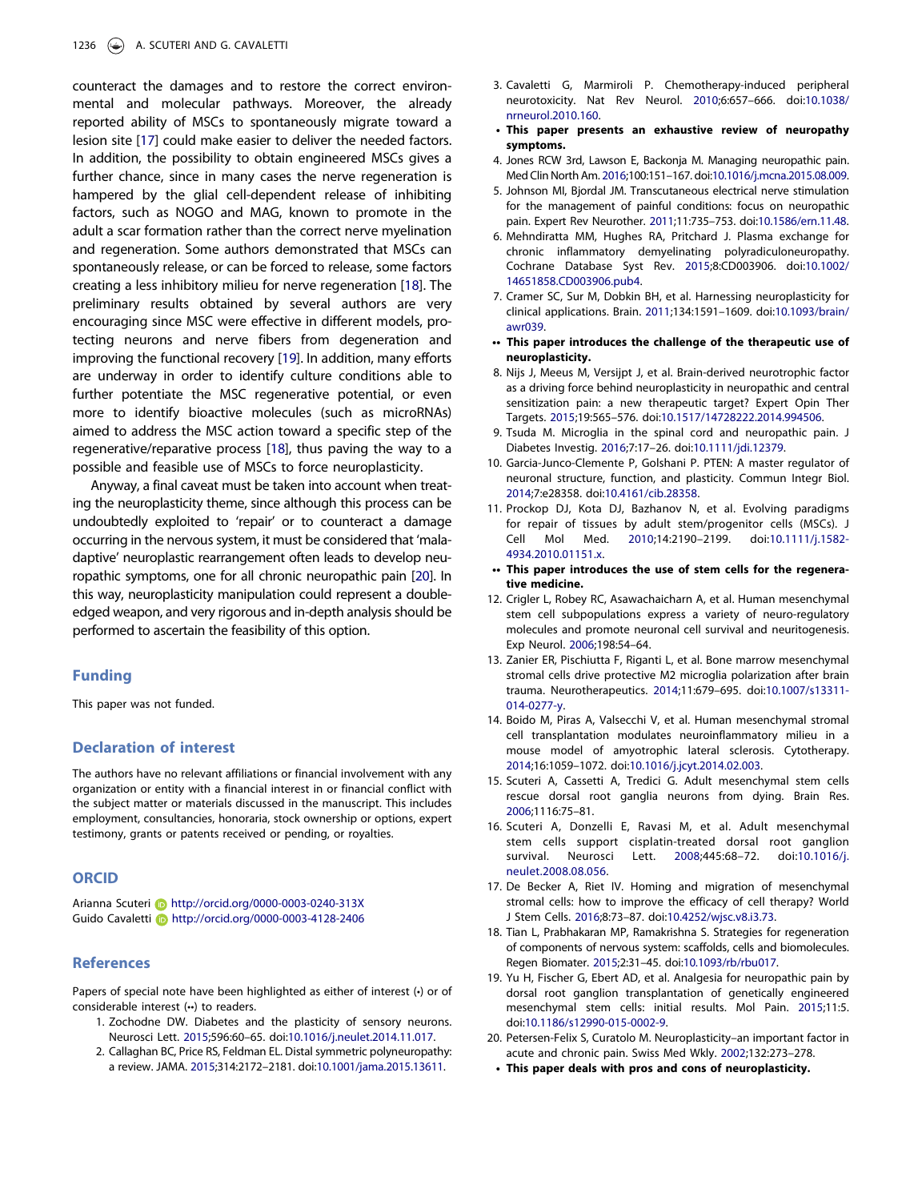counteract the damages and to restore the correct environmental and molecular pathways. Moreover, the already reported ability of MSCs to spontaneously migrate toward a lesion site [17] could make easier to deliver the needed factors. In addition, the possibility to obtain engineered MSCs gives a further chance, since in many cases the nerve regeneration is hampered by the glial cell-dependent release of inhibiting factors, such as NOGO and MAG, known to promote in the adult a scar formation rather than the correct nerve myelination and regeneration. Some authors demonstrated that MSCs can spontaneously release, or can be forced to release, some factors creating a less inhibitory milieu for nerve regeneration [18]. The preliminary results obtained by several authors are very encouraging since MSC were effective in different models, protecting neurons and nerve fibers from degeneration and improving the functional recovery [19]. In addition, many efforts are underway in order to identify culture conditions able to further potentiate the MSC regenerative potential, or even more to identify bioactive molecules (such as microRNAs) aimed to address the MSC action toward a specific step of the regenerative/reparative process [18], thus paving the way to a possible and feasible use of MSCs to force neuroplasticity.

Anyway, a final caveat must be taken into account when treating the neuroplasticity theme, since although this process can be undoubtedly exploited to 'repair' or to counteract a damage occurring in the nervous system, it must be considered that 'maladaptive' neuroplastic rearrangement often leads to develop neuropathic symptoms, one for all chronic neuropathic pain [20]. In this way, neuroplasticity manipulation could represent a double-edged weapon, and very rigorous and in-depth analysis should be performed to ascertain the feasibility of this option.

## Funding

This paper was not funded.

## Declaration of interest

The authors have no relevant affiliations or financial involvement with any organization or entity with a financial interest in or financial conflict with the subject matter or materials discussed in the manuscript. This includes employment, consultancies, honoraria, stock ownership or options, expert testimony, grants or patents received or pending, or royalties.

## ORCID

Arianna Scuteri http://orcid.org/0000-0003-0240-313X
Guido Cavaletti http://orcid.org/0000-0003-4128-2406

## References

Papers of special note have been highlighted as either of interest (•) or of considerable interest (••) to readers.

1. Zochodne DW. Diabetes and the plasticity of sensory neurons. Neurosci Lett. 2015;596:60–65. doi:10.1016/j.neulet.2014.11.017.
2. Callaghan BC, Price RS, Feldman EL. Distal symmetric polyneuropathy: a review. JAMA. 2015;314:2172–2181. doi:10.1001/jama.2015.13611.
3. Cavaletti G, Marmiroli P. Chemotherapy-induced peripheral neurotoxicity. Nat Rev Neurol. 2010;6:657–666. doi:10.1038/nrneurol.2010.160.
   - • **This paper presents an exhaustive review of neuropathy symptoms.**
4. Jones RCW 3rd, Lawson E, Backonja M. Managing neuropathic pain. Med Clin North Am. 2016;100:151–167. doi:10.1016/j.mcna.2015.08.009.
5. Johnson MI, Bjordal JM. Transcutaneous electrical nerve stimulation for the management of painful conditions: focus on neuropathic pain. Expert Rev Neurother. 2011;11:735–753. doi:10.1586/ern.11.48.
6. Mehndiratta MM, Hughes RA, Pritchard J. Plasma exchange for chronic inflammatory demyelinating polyradiculoneuropathy. Cochrane Database Syst Rev. 2015;8:CD003906. doi:10.1002/14651858.CD003906.pub4.
7. Cramer SC, Sur M, Dobkin BH, et al. Harnessing neuroplasticity for clinical applications. Brain. 2011;134:1591–1609. doi:10.1093/brain/awr039.
   - •• **This paper introduces the challenge of the therapeutic use of neuroplasticity.**
8. Nijs J, Meeus M, Versijpt J, et al. Brain-derived neurotrophic factor as a driving force behind neuroplasticity in neuropathic and central sensitization pain: a new therapeutic target? Expert Opin Ther Targets. 2015;19:565–576. doi:10.1517/14728222.2014.994506.
9. Tsuda M. Microglia in the spinal cord and neuropathic pain. J Diabetes Investig. 2016;7:17–26. doi:10.1111/jdi.12379.
10. Garcia-Junco-Clemente P, Golshani P. PTEN: A master regulator of neuronal structure, function, and plasticity. Commun Integr Biol. 2014;7:e28358. doi:10.4161/cib.28358.
11. Prockop DJ, Kota DJ, Bazhanov N, et al. Evolving paradigms for repair of tissues by adult stem/progenitor cells (MSCs). J Cell Mol Med. 2010;14:2190–2199. doi:10.1111/j.1582-4934.2010.01151.x.
    - •• **This paper introduces the use of stem cells for the regenerative medicine.**
12. Crigler L, Robey RC, Asawachaicharn A, et al. Human mesenchymal stem cell subpopulations express a variety of neuro-regulatory molecules and promote neuronal cell survival and neuritogenesis. Exp Neurol. 2006;198:54–64.
13. Zanier ER, Pischiutta F, Riganti L, et al. Bone marrow mesenchymal stromal cells drive protective M2 microglia polarization after brain trauma. Neurotherapeutics. 2014;11:679–695. doi:10.1007/s13311-014-0277-y.
14. Boido M, Piras A, Valsecchi V, et al. Human mesenchymal stromal cell transplantation modulates neuroinflammatory milieu in a mouse model of amyotrophic lateral sclerosis. Cytotherapy. 2014;16:1059–1072. doi:10.1016/j.jcyt.2014.02.003.
15. Scuteri A, Cassetti A, Tredici G. Adult mesenchymal stem cells rescue dorsal root ganglia neurons from dying. Brain Res. 2006;1116:75–81.
16. Scuteri A, Donzelli E, Ravasi M, et al. Adult mesenchymal stem cells support cisplatin-treated dorsal root ganglion survival. Neurosci Lett. 2008;445:68–72. doi:10.1016/j.neulet.2008.08.056.
17. De Becker A, Riet IV. Homing and migration of mesenchymal stromal cells: how to improve the efficacy of cell therapy? World J Stem Cells. 2016;8:73–87. doi:10.4252/wjsc.v8.i3.73.
18. Tian L, Prabhakaran MP, Ramakrishna S. Strategies for regeneration of components of nervous system: scaffolds, cells and biomolecules. Regen Biomater. 2015;2:31–45. doi:10.1093/rb/rbu017.
19. Yu H, Fischer G, Ebert AD, et al. Analgesia for neuropathic pain by dorsal root ganglion transplantation of genetically engineered mesenchymal stem cells: initial results. Mol Pain. 2015;11:5. doi:10.1186/s12990-015-0002-9.
20. Petersen-Felix S, Curatolo M. Neuroplasticity–an important factor in acute and chronic pain. Swiss Med Wkly. 2002;132:273–278.
    - • **This paper deals with pros and cons of neuroplasticity.**